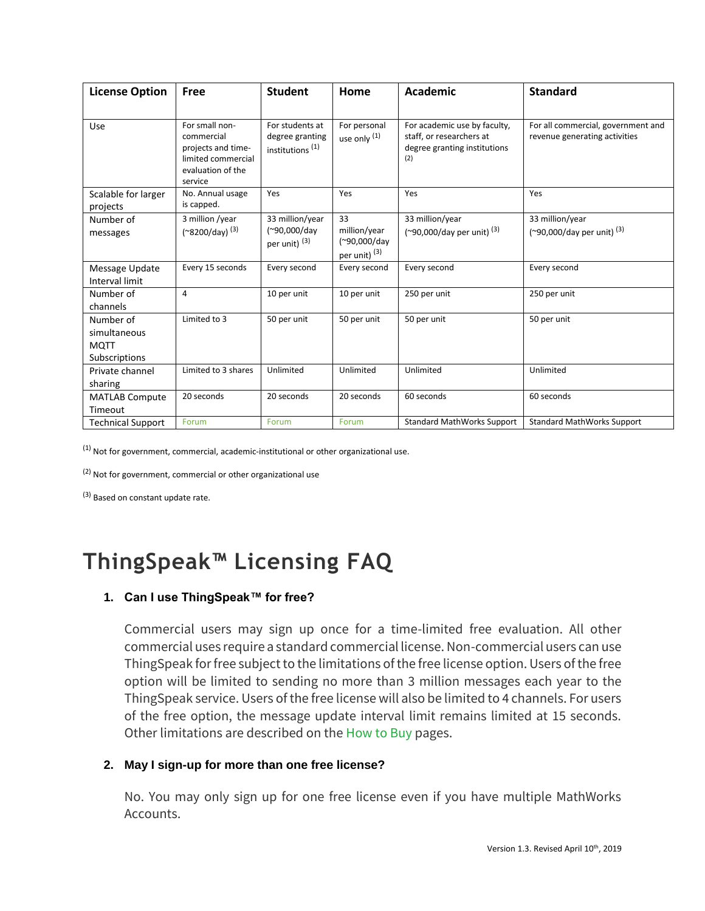| License Option | Free | Student | Home | Academic | Standard |
|---|---|---|---|---|---|
| Use | For small non-commercial projects and time-limited commercial evaluation of the service | For students at degree granting institutions [1] | For personal use only [1] | For academic use by faculty, staff, or researchers at degree granting institutions [2] | For all commercial, government and revenue generating activities |
| Scalable for larger projects | No. Annual usage is capped. | Yes | Yes | Yes | Yes |
| Number of messages | 3 million /year (~8200/day) [3] | 33 million/year (~90,000/day per unit) [3] | 33 million/year (~90,000/day per unit) [3] | 33 million/year (~90,000/day per unit) [3] | 33 million/year (~90,000/day per unit) [3] |
| Message Update Interval limit | Every 15 seconds | Every second | Every second | Every second | Every second |
| Number of channels | 4 | 10 per unit | 10 per unit | 250 per unit | 250 per unit |
| Number of simultaneous MQTT Subscriptions | Limited to 3 | 50 per unit | 50 per unit | 50 per unit | 50 per unit |
| Private channel sharing | Limited to 3 shares | Unlimited | Unlimited | Unlimited | Unlimited |
| MATLAB Compute Timeout | 20 seconds | 20 seconds | 20 seconds | 60 seconds | 60 seconds |
| Technical Support | Forum | Forum | Forum | Standard MathWorks Support | Standard MathWorks Support |

[1] Not for government, commercial, academic-institutional or other organizational use.

[2] Not for government, commercial or other organizational use

[3] Based on constant update rate.

# ThingSpeak™ Licensing FAQ

1. **Can I use ThingSpeak™ for free?**

   Commercial users may sign up once for a time-limited free evaluation. All other commercial uses require a standard commercial license. Non-commercial users can use ThingSpeak for free subject to the limitations of the free license option. Users of the free option will be limited to sending no more than 3 million messages each year to the ThingSpeak service. Users of the free license will also be limited to 4 channels. For users of the free option, the message update interval limit remains limited at 15 seconds. Other limitations are described on the How to Buy pages.

2. **May I sign-up for more than one free license?**

   No. You may only sign up for one free license even if you have multiple MathWorks Accounts.

Version 1.3. Revised April 10th, 2019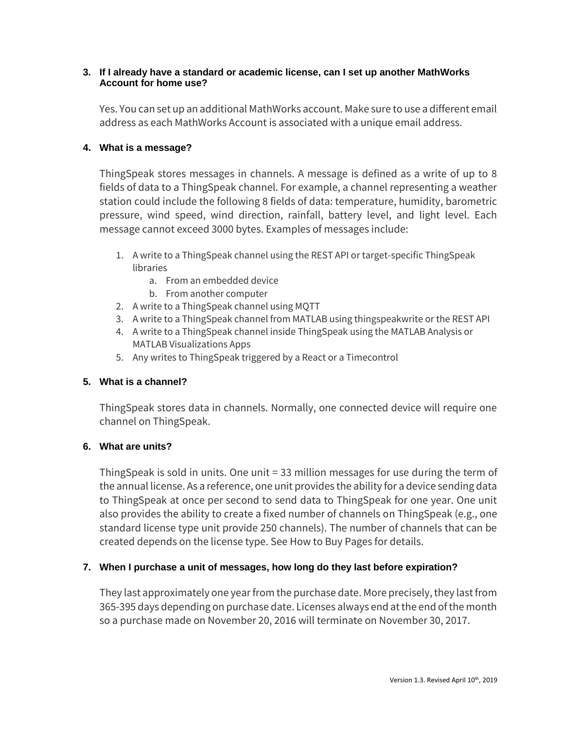### 3. If I already have a standard or academic license, can I set up another MathWorks Account for home use?

Yes. You can set up an additional MathWorks account. Make sure to use a different email address as each MathWorks Account is associated with a unique email address.

### 4. What is a message?

ThingSpeak stores messages in channels. A message is defined as a write of up to 8 fields of data to a ThingSpeak channel. For example, a channel representing a weather station could include the following 8 fields of data: temperature, humidity, barometric pressure, wind speed, wind direction, rainfall, battery level, and light level. Each message cannot exceed 3000 bytes. Examples of messages include:

1. A write to a ThingSpeak channel using the REST API or target-specific ThingSpeak libraries
    a. From an embedded device
    b. From another computer
2. A write to a ThingSpeak channel using MQTT
3. A write to a ThingSpeak channel from MATLAB using thingspeakwrite or the REST API
4. A write to a ThingSpeak channel inside ThingSpeak using the MATLAB Analysis or MATLAB Visualizations Apps
5. Any writes to ThingSpeak triggered by a React or a Timecontrol

### 5. What is a channel?

ThingSpeak stores data in channels. Normally, one connected device will require one channel on ThingSpeak.

### 6. What are units?

ThingSpeak is sold in units. One unit = 33 million messages for use during the term of the annual license. As a reference, one unit provides the ability for a device sending data to ThingSpeak at once per second to send data to ThingSpeak for one year. One unit also provides the ability to create a fixed number of channels on ThingSpeak (e.g., one standard license type unit provide 250 channels). The number of channels that can be created depends on the license type. See How to Buy Pages for details.

### 7. When I purchase a unit of messages, how long do they last before expiration?

They last approximately one year from the purchase date. More precisely, they last from 365-395 days depending on purchase date. Licenses always end at the end of the month so a purchase made on November 20, 2016 will terminate on November 30, 2017.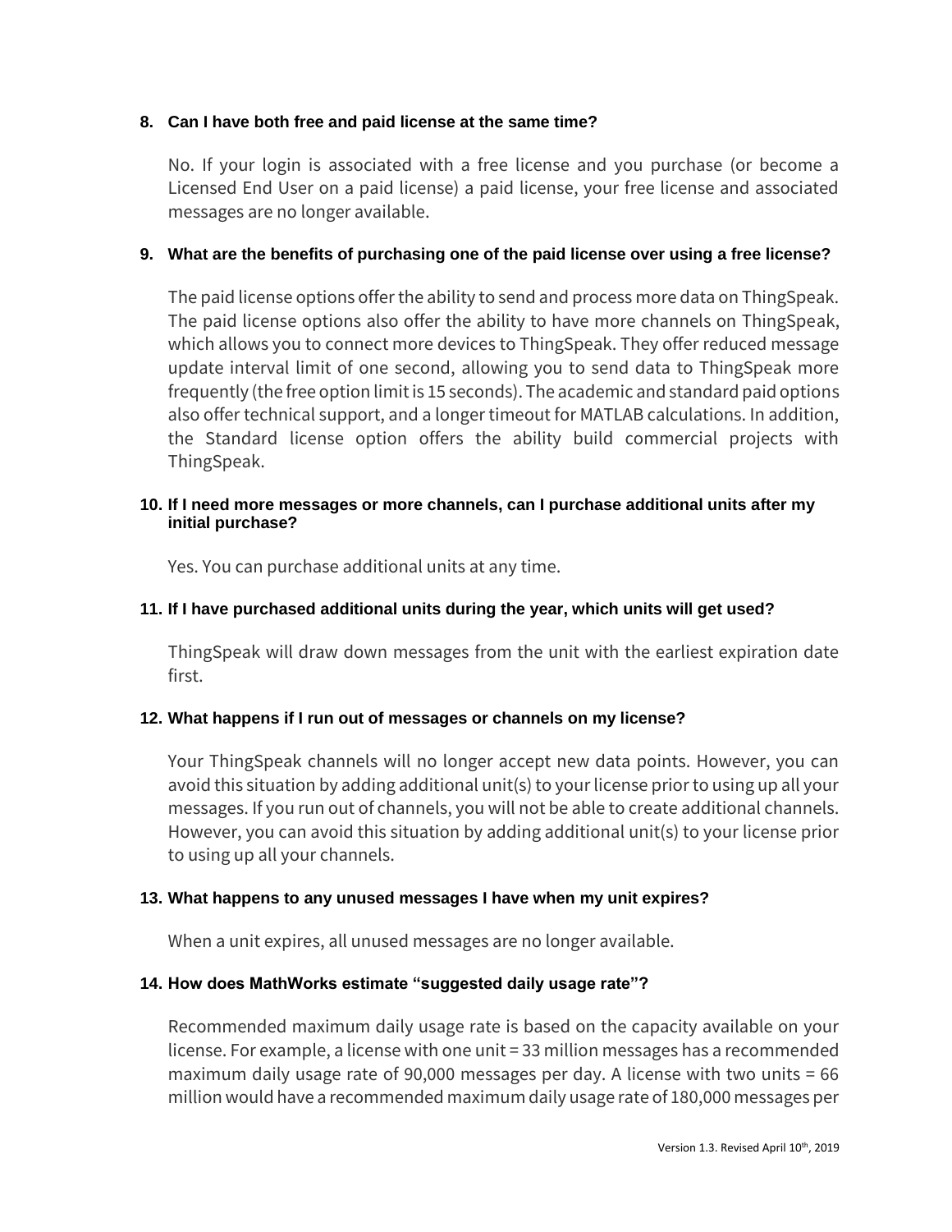**8. Can I have both free and paid license at the same time?**

No. If your login is associated with a free license and you purchase (or become a Licensed End User on a paid license) a paid license, your free license and associated messages are no longer available.

**9. What are the benefits of purchasing one of the paid license over using a free license?**

The paid license options offer the ability to send and process more data on ThingSpeak. The paid license options also offer the ability to have more channels on ThingSpeak, which allows you to connect more devices to ThingSpeak. They offer reduced message update interval limit of one second, allowing you to send data to ThingSpeak more frequently (the free option limit is 15 seconds). The academic and standard paid options also offer technical support, and a longer timeout for MATLAB calculations. In addition, the Standard license option offers the ability build commercial projects with ThingSpeak.

**10. If I need more messages or more channels, can I purchase additional units after my initial purchase?**

Yes. You can purchase additional units at any time.

**11. If I have purchased additional units during the year, which units will get used?**

ThingSpeak will draw down messages from the unit with the earliest expiration date first.

**12. What happens if I run out of messages or channels on my license?**

Your ThingSpeak channels will no longer accept new data points. However, you can avoid this situation by adding additional unit(s) to your license prior to using up all your messages. If you run out of channels, you will not be able to create additional channels. However, you can avoid this situation by adding additional unit(s) to your license prior to using up all your channels.

**13. What happens to any unused messages I have when my unit expires?**

When a unit expires, all unused messages are no longer available.

**14. How does MathWorks estimate "suggested daily usage rate"?**

Recommended maximum daily usage rate is based on the capacity available on your license. For example, a license with one unit = 33 million messages has a recommended maximum daily usage rate of 90,000 messages per day. A license with two units = 66 million would have a recommended maximum daily usage rate of 180,000 messages per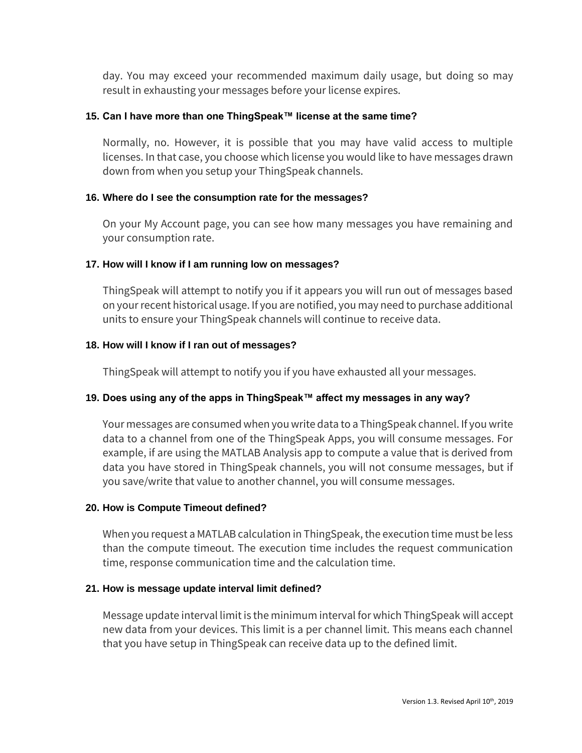day. You may exceed your recommended maximum daily usage, but doing so may result in exhausting your messages before your license expires.

### 15. Can I have more than one ThingSpeak™ license at the same time?

Normally, no. However, it is possible that you may have valid access to multiple licenses. In that case, you choose which license you would like to have messages drawn down from when you setup your ThingSpeak channels.

### 16. Where do I see the consumption rate for the messages?

On your My Account page, you can see how many messages you have remaining and your consumption rate.

### 17. How will I know if I am running low on messages?

ThingSpeak will attempt to notify you if it appears you will run out of messages based on your recent historical usage. If you are notified, you may need to purchase additional units to ensure your ThingSpeak channels will continue to receive data.

### 18. How will I know if I ran out of messages?

ThingSpeak will attempt to notify you if you have exhausted all your messages.

### 19. Does using any of the apps in ThingSpeak™ affect my messages in any way?

Your messages are consumed when you write data to a ThingSpeak channel. If you write data to a channel from one of the ThingSpeak Apps, you will consume messages. For example, if are using the MATLAB Analysis app to compute a value that is derived from data you have stored in ThingSpeak channels, you will not consume messages, but if you save/write that value to another channel, you will consume messages.

### 20. How is Compute Timeout defined?

When you request a MATLAB calculation in ThingSpeak, the execution time must be less than the compute timeout. The execution time includes the request communication time, response communication time and the calculation time.

### 21. How is message update interval limit defined?

Message update interval limit is the minimum interval for which ThingSpeak will accept new data from your devices. This limit is a per channel limit. This means each channel that you have setup in ThingSpeak can receive data up to the defined limit.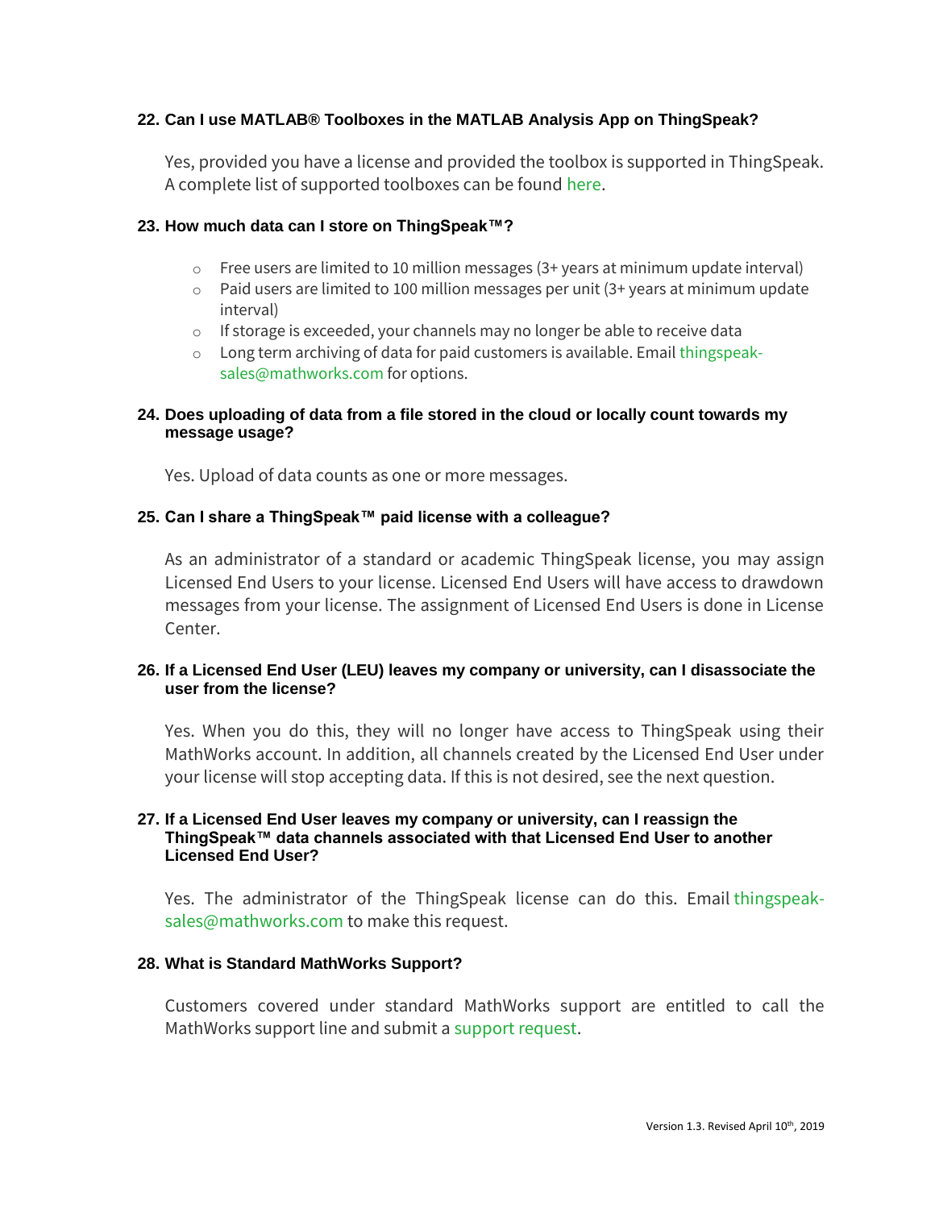### 22. Can I use MATLAB® Toolboxes in the MATLAB Analysis App on ThingSpeak?

Yes, provided you have a license and provided the toolbox is supported in ThingSpeak. A complete list of supported toolboxes can be found here.

### 23. How much data can I store on ThingSpeak™?

- Free users are limited to 10 million messages (3+ years at minimum update interval)
- Paid users are limited to 100 million messages per unit (3+ years at minimum update interval)
- If storage is exceeded, your channels may no longer be able to receive data
- Long term archiving of data for paid customers is available. Email thingspeak-sales@mathworks.com for options.

### 24. Does uploading of data from a file stored in the cloud or locally count towards my message usage?

Yes. Upload of data counts as one or more messages.

### 25. Can I share a ThingSpeak™ paid license with a colleague?

As an administrator of a standard or academic ThingSpeak license, you may assign Licensed End Users to your license. Licensed End Users will have access to drawdown messages from your license. The assignment of Licensed End Users is done in License Center.

### 26. If a Licensed End User (LEU) leaves my company or university, can I disassociate the user from the license?

Yes. When you do this, they will no longer have access to ThingSpeak using their MathWorks account. In addition, all channels created by the Licensed End User under your license will stop accepting data. If this is not desired, see the next question.

### 27. If a Licensed End User leaves my company or university, can I reassign the ThingSpeak™ data channels associated with that Licensed End User to another Licensed End User?

Yes. The administrator of the ThingSpeak license can do this. Email thingspeak-sales@mathworks.com to make this request.

### 28. What is Standard MathWorks Support?

Customers covered under standard MathWorks support are entitled to call the MathWorks support line and submit a support request.

Version 1.3. Revised April 10th, 2019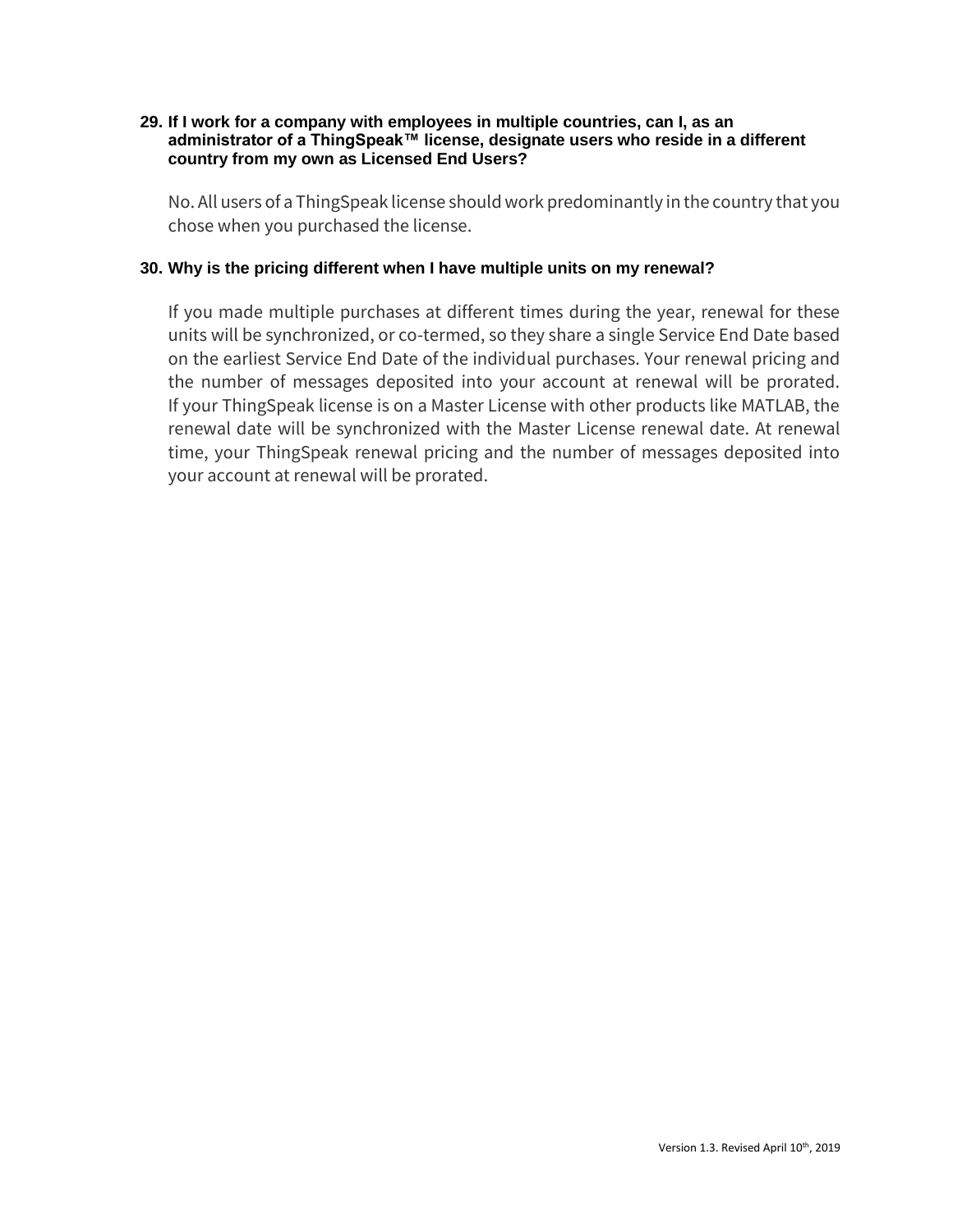**29. If I work for a company with employees in multiple countries, can I, as an administrator of a ThingSpeak™ license, designate users who reside in a different country from my own as Licensed End Users?**

No. All users of a ThingSpeak license should work predominantly in the country that you chose when you purchased the license.

**30. Why is the pricing different when I have multiple units on my renewal?**

If you made multiple purchases at different times during the year, renewal for these units will be synchronized, or co-termed, so they share a single Service End Date based on the earliest Service End Date of the individual purchases. Your renewal pricing and the number of messages deposited into your account at renewal will be prorated. If your ThingSpeak license is on a Master License with other products like MATLAB, the renewal date will be synchronized with the Master License renewal date. At renewal time, your ThingSpeak renewal pricing and the number of messages deposited into your account at renewal will be prorated.

Version 1.3. Revised April 10th, 2019